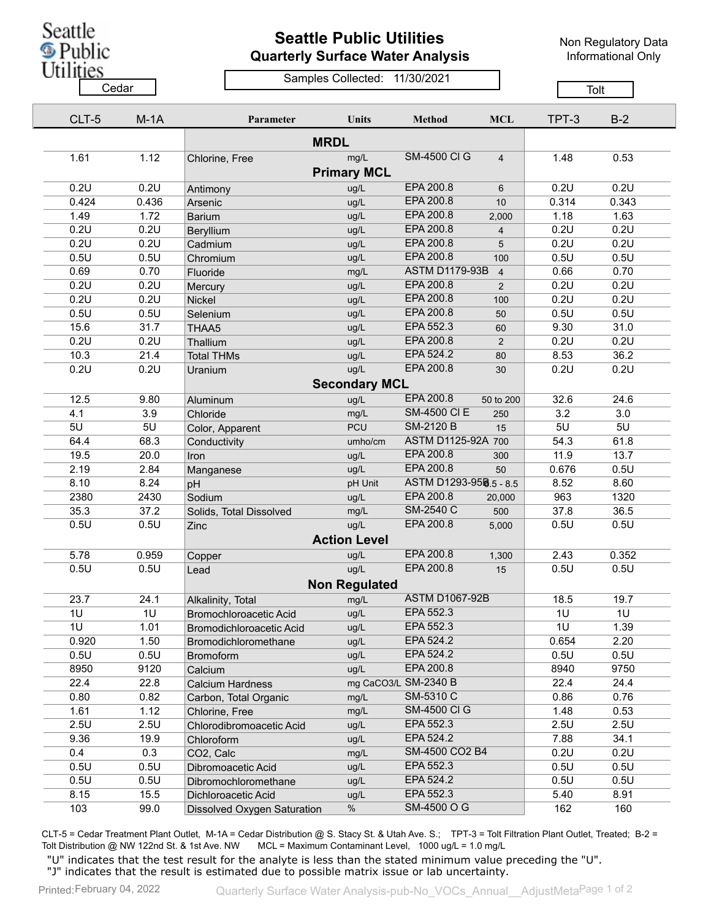Seattle Public Utilities

# Seattle Public Utilities
## Quarterly Surface Water Analysis

Non Regulatory Data
Informational Only

Samples Collected: 11/30/2021

| Cedar | | | | | | Tolt | |
|---|---|---|---|---|---|---|---|
| CLT-5 | M-1A | Parameter | Units | Method | MCL | TPT-3 | B-2 |
| | | **MRDL** | | | | | |
| 1.61 | 1.12 | Chlorine, Free | mg/L | SM-4500 Cl G | 4 | 1.48 | 0.53 |
| | | **Primary MCL** | | | | | |
| 0.2U | 0.2U | Antimony | ug/L | EPA 200.8 | 6 | 0.2U | 0.2U |
| 0.424 | 0.436 | Arsenic | ug/L | EPA 200.8 | 10 | 0.314 | 0.343 |
| 1.49 | 1.72 | Barium | ug/L | EPA 200.8 | 2,000 | 1.18 | 1.63 |
| 0.2U | 0.2U | Beryllium | ug/L | EPA 200.8 | 4 | 0.2U | 0.2U |
| 0.2U | 0.2U | Cadmium | ug/L | EPA 200.8 | 5 | 0.2U | 0.2U |
| 0.5U | 0.5U | Chromium | ug/L | EPA 200.8 | 100 | 0.5U | 0.5U |
| 0.69 | 0.70 | Fluoride | mg/L | ASTM D1179-93B | 4 | 0.66 | 0.70 |
| 0.2U | 0.2U | Mercury | ug/L | EPA 200.8 | 2 | 0.2U | 0.2U |
| 0.2U | 0.2U | Nickel | ug/L | EPA 200.8 | 100 | 0.2U | 0.2U |
| 0.5U | 0.5U | Selenium | ug/L | EPA 200.8 | 50 | 0.5U | 0.5U |
| 15.6 | 31.7 | THAA5 | ug/L | EPA 552.3 | 60 | 9.30 | 31.0 |
| 0.2U | 0.2U | Thallium | ug/L | EPA 200.8 | 2 | 0.2U | 0.2U |
| 10.3 | 21.4 | Total THMs | ug/L | EPA 524.2 | 80 | 8.53 | 36.2 |
| 0.2U | 0.2U | Uranium | ug/L | EPA 200.8 | 30 | 0.2U | 0.2U |
| | | **Secondary MCL** | | | | | |
| 12.5 | 9.80 | Aluminum | ug/L | EPA 200.8 | 50 to 200 | 32.6 | 24.6 |
| 4.1 | 3.9 | Chloride | mg/L | SM-4500 Cl E | 250 | 3.2 | 3.0 |
| 5U | 5U | Color, Apparent | PCU | SM-2120 B | 15 | 5U | 5U |
| 64.4 | 68.3 | Conductivity | umho/cm | ASTM D1125-92A | 700 | 54.3 | 61.8 |
| 19.5 | 20.0 | Iron | ug/L | EPA 200.8 | 300 | 11.9 | 13.7 |
| 2.19 | 2.84 | Manganese | ug/L | EPA 200.8 | 50 | 0.676 | 0.5U |
| 8.10 | 8.24 | pH | pH Unit | ASTM D1293-95B | 6.5 - 8.5 | 8.52 | 8.60 |
| 2380 | 2430 | Sodium | ug/L | EPA 200.8 | 20,000 | 963 | 1320 |
| 35.3 | 37.2 | Solids, Total Dissolved | mg/L | SM-2540 C | 500 | 37.8 | 36.5 |
| 0.5U | 0.5U | Zinc | ug/L | EPA 200.8 | 5,000 | 0.5U | 0.5U |
| | | **Action Level** | | | | | |
| 5.78 | 0.959 | Copper | ug/L | EPA 200.8 | 1,300 | 2.43 | 0.352 |
| 0.5U | 0.5U | Lead | ug/L | EPA 200.8 | 15 | 0.5U | 0.5U |
| | | **Non Regulated** | | | | | |
| 23.7 | 24.1 | Alkalinity, Total | mg/L | ASTM D1067-92B | | 18.5 | 19.7 |
| 1U | 1U | Bromochloroacetic Acid | ug/L | EPA 552.3 | | 1U | 1U |
| 1U | 1.01 | Bromodichloroacetic Acid | ug/L | EPA 552.3 | | 1U | 1.39 |
| 0.920 | 1.50 | Bromodichloromethane | ug/L | EPA 524.2 | | 0.654 | 2.20 |
| 0.5U | 0.5U | Bromoform | ug/L | EPA 524.2 | | 0.5U | 0.5U |
| 8950 | 9120 | Calcium | ug/L | EPA 200.8 | | 8940 | 9750 |
| 22.4 | 22.8 | Calcium Hardness | mg CaCO3/L | SM-2340 B | | 22.4 | 24.4 |
| 0.80 | 0.82 | Carbon, Total Organic | mg/L | SM-5310 C | | 0.86 | 0.76 |
| 1.61 | 1.12 | Chlorine, Free | mg/L | SM-4500 Cl G | | 1.48 | 0.53 |
| 2.5U | 2.5U | Chlorodibromoacetic Acid | ug/L | EPA 552.3 | | 2.5U | 2.5U |
| 9.36 | 19.9 | Chloroform | ug/L | EPA 524.2 | | 7.88 | 34.1 |
| 0.4 | 0.3 | CO2, Calc | mg/L | SM-4500 CO2 B4 | | 0.2U | 0.2U |
| 0.5U | 0.5U | Dibromoacetic Acid | ug/L | EPA 552.3 | | 0.5U | 0.5U |
| 0.5U | 0.5U | Dibromochloromethane | ug/L | EPA 524.2 | | 0.5U | 0.5U |
| 8.15 | 15.5 | Dichloroacetic Acid | ug/L | EPA 552.3 | | 5.40 | 8.91 |
| 103 | 99.0 | Dissolved Oxygen Saturation | % | SM-4500 O G | | 162 | 160 |

CLT-5 = Cedar Treatment Plant Outlet, M-1A = Cedar Distribution @ S. Stacy St. & Utah Ave. S.; TPT-3 = Tolt Filtration Plant Outlet, Treated; B-2 = Tolt Distribution @ NW 122nd St. & 1st Ave. NW MCL = Maximum Contaminant Level, 1000 ug/L = 1.0 mg/L

"U" indicates that the test result for the analyte is less than the stated minimum value preceding the "U".
"J" indicates that the result is estimated due to possible matrix issue or lab uncertainty.

Printed: February 04, 2022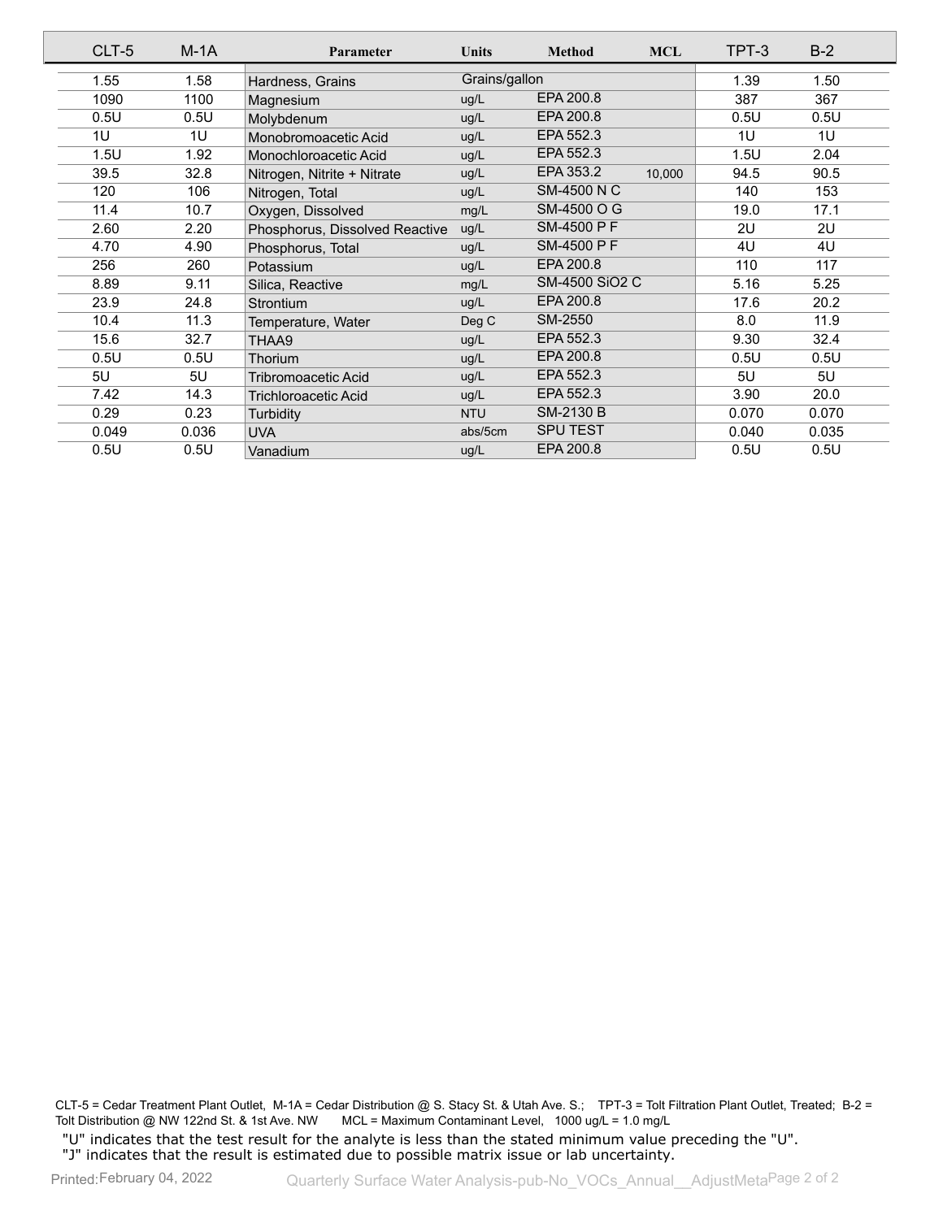| CLT-5 | M-1A | Parameter | Units | Method | MCL | TPT-3 | B-2 |
|---|---|---|---|---|---|---|---|
| 1.55 | 1.58 | Hardness, Grains | Grains/gallon | | | 1.39 | 1.50 |
| 1090 | 1100 | Magnesium | ug/L | EPA 200.8 | | 387 | 367 |
| 0.5U | 0.5U | Molybdenum | ug/L | EPA 200.8 | | 0.5U | 0.5U |
| 1U | 1U | Monobromoacetic Acid | ug/L | EPA 552.3 | | 1U | 1U |
| 1.5U | 1.92 | Monochloroacetic Acid | ug/L | EPA 552.3 | | 1.5U | 2.04 |
| 39.5 | 32.8 | Nitrogen, Nitrite + Nitrate | ug/L | EPA 353.2 | 10,000 | 94.5 | 90.5 |
| 120 | 106 | Nitrogen, Total | ug/L | SM-4500 N C | | 140 | 153 |
| 11.4 | 10.7 | Oxygen, Dissolved | mg/L | SM-4500 O G | | 19.0 | 17.1 |
| 2.60 | 2.20 | Phosphorus, Dissolved Reactive | ug/L | SM-4500 P F | | 2U | 2U |
| 4.70 | 4.90 | Phosphorus, Total | ug/L | SM-4500 P F | | 4U | 4U |
| 256 | 260 | Potassium | ug/L | EPA 200.8 | | 110 | 117 |
| 8.89 | 9.11 | Silica, Reactive | mg/L | SM-4500 SiO2 C | | 5.16 | 5.25 |
| 23.9 | 24.8 | Strontium | ug/L | EPA 200.8 | | 17.6 | 20.2 |
| 10.4 | 11.3 | Temperature, Water | Deg C | SM-2550 | | 8.0 | 11.9 |
| 15.6 | 32.7 | THAA9 | ug/L | EPA 552.3 | | 9.30 | 32.4 |
| 0.5U | 0.5U | Thorium | ug/L | EPA 200.8 | | 0.5U | 0.5U |
| 5U | 5U | Tribromoacetic Acid | ug/L | EPA 552.3 | | 5U | 5U |
| 7.42 | 14.3 | Trichloroacetic Acid | ug/L | EPA 552.3 | | 3.90 | 20.0 |
| 0.29 | 0.23 | Turbidity | NTU | SM-2130 B | | 0.070 | 0.070 |
| 0.049 | 0.036 | UVA | abs/5cm | SPU TEST | | 0.040 | 0.035 |
| 0.5U | 0.5U | Vanadium | ug/L | EPA 200.8 | | 0.5U | 0.5U |

CLT-5 = Cedar Treatment Plant Outlet, M-1A = Cedar Distribution @ S. Stacy St. & Utah Ave. S.; TPT-3 = Tolt Filtration Plant Outlet, Treated; B-2 = Tolt Distribution @ NW 122nd St. & 1st Ave. NW  MCL = Maximum Contaminant Level, 1000 ug/L = 1.0 mg/L

"U" indicates that the test result for the analyte is less than the stated minimum value preceding the "U".
"J" indicates that the result is estimated due to possible matrix issue or lab uncertainty.

Printed: February 04, 2022  Quarterly Surface Water Analysis-pub-No_VOCs_Annual__AdjustMeta